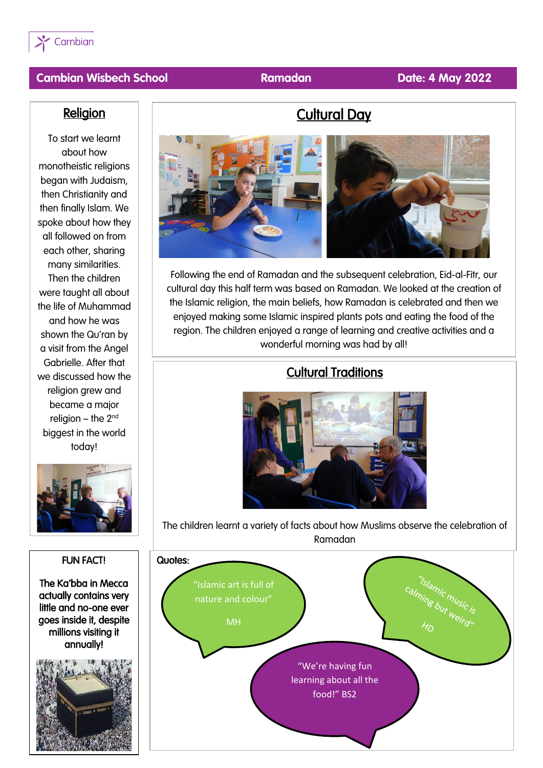Cambian

**Cambian Wisbech School** | **Ramadan** | **Date: 4 May 2022**

## Cultural Day

Following the end of Ramadan and the subsequent celebration, Eid-al-Fitr, our cultural day this half term was based on Ramadan. We looked at the creation of the Islamic religion, the main beliefs, how Ramadan is celebrated and then we enjoyed making some Islamic inspired plants pots and eating the food of the region. The children enjoyed a range of learning and creative activities and a wonderful morning was had by all!

## Religion

To start we learnt about how monotheistic religions began with Judaism, then Christianity and then finally Islam. We spoke about how they all followed on from each other, sharing many similarities. Then the children were taught all about the life of Muhammad and how he was shown the Qu'ran by a visit from the Angel Gabrielle. After that we discussed how the religion grew and became a major religion – the 2nd biggest in the world today!

## Cultural Traditions

The children learnt a variety of facts about how Muslims observe the celebration of Ramadan

### FUN FACT!

**The Ka'bba in Mecca actually contains very little and no-one ever goes inside it, despite millions visiting it annually!**

### Quotes:

"Islamic art is full of nature and colour" MH

"Islamic music is calming but weird" HD

"We're having fun learning about all the food!" BS2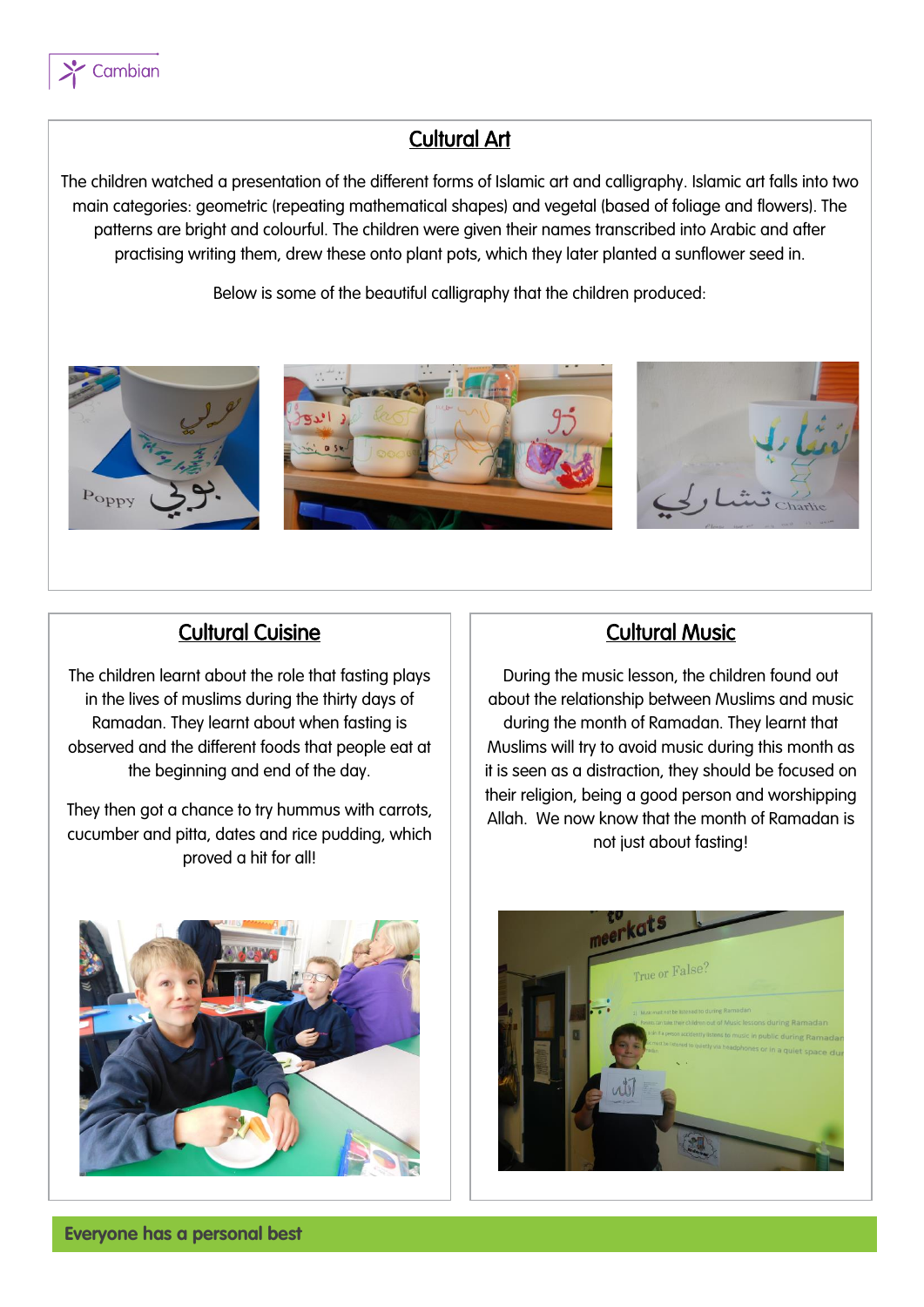## Cultural Art

The children watched a presentation of the different forms of Islamic art and calligraphy. Islamic art falls into two main categories: geometric (repeating mathematical shapes) and vegetal (based of foliage and flowers). The patterns are bright and colourful. The children were given their names transcribed into Arabic and after practising writing them, drew these onto plant pots, which they later planted a sunflower seed in.

Below is some of the beautiful calligraphy that the children produced:

## Cultural Cuisine

The children learnt about the role that fasting plays in the lives of muslims during the thirty days of Ramadan. They learnt about when fasting is observed and the different foods that people eat at the beginning and end of the day.

They then got a chance to try hummus with carrots, cucumber and pitta, dates and rice pudding, which proved a hit for all!

## Cultural Music

During the music lesson, the children found out about the relationship between Muslims and music during the month of Ramadan. They learnt that Muslims will try to avoid music during this month as it is seen as a distraction, they should be focused on their religion, being a good person and worshipping Allah. We now know that the month of Ramadan is not just about fasting!

**Everyone has a personal best**